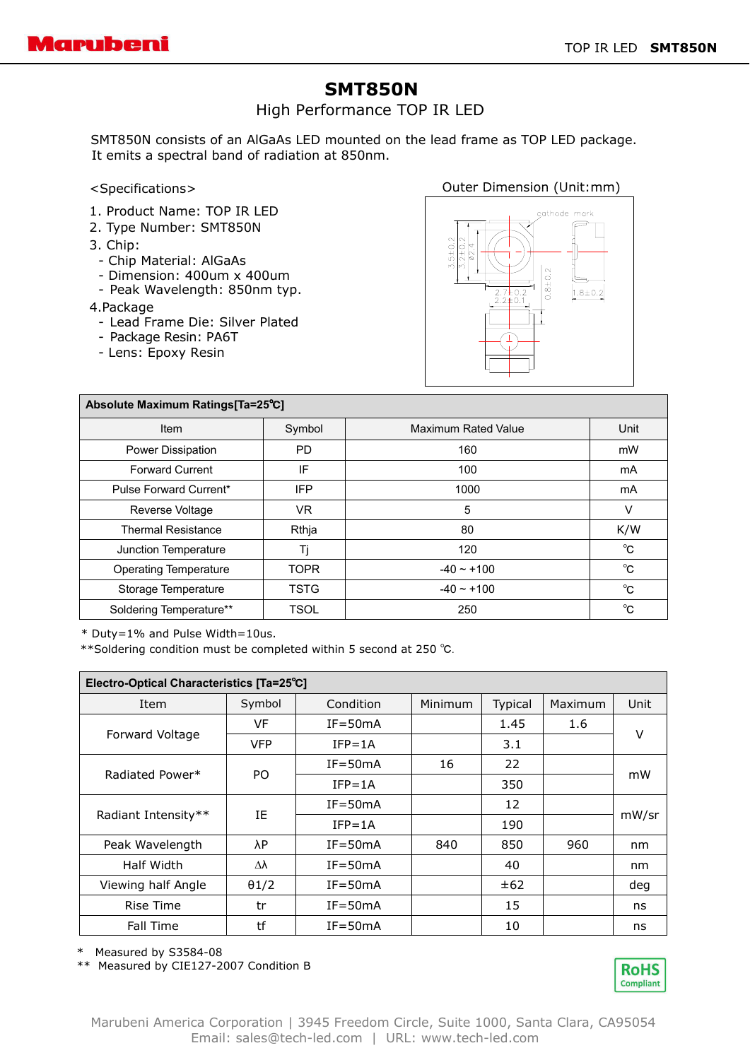# SMT850N

High Performance TOP IR LED

SMT850N consists of an AlGaAs LED mounted on the lead frame as TOP LED package.
It emits a spectral band of radiation at 850nm.

<Specifications>

1. Product Name: TOP IR LED
2. Type Number: SMT850N
3. Chip:
   - Chip Material: AlGaAs
   - Dimension: 400um x 400um
   - Peak Wavelength: 850nm typ.
4. Package
   - Lead Frame Die: Silver Plated
   - Package Resin: PA6T
   - Lens: Epoxy Resin

Outer Dimension (Unit:mm)

| Absolute Maximum Ratings[Ta=25℃] | | | |
|---|---|---|---|
| Item | Symbol | Maximum Rated Value | Unit |
| Power Dissipation | PD | 160 | mW |
| Forward Current | IF | 100 | mA |
| Pulse Forward Current* | IFP | 1000 | mA |
| Reverse Voltage | VR | 5 | V |
| Thermal Resistance | Rthja | 80 | K/W |
| Junction Temperature | Tj | 120 | ℃ |
| Operating Temperature | TOPR | -40 ~ +100 | ℃ |
| Storage Temperature | TSTG | -40 ~ +100 | ℃ |
| Soldering Temperature** | TSOL | 250 | ℃ |

\* Duty=1% and Pulse Width=10us.
\*\*Soldering condition must be completed within 5 second at 250 ℃.

| Electro-Optical Characteristics [Ta=25℃] | | | | | | |
|---|---|---|---|---|---|---|
| Item | Symbol | Condition | Minimum | Typical | Maximum | Unit |
| Forward Voltage | VF | IF=50mA | | 1.45 | 1.6 | V |
| | VFP | IFP=1A | | 3.1 | | |
| Radiated Power* | PO | IF=50mA | 16 | 22 | | mW |
| | | IFP=1A | | 350 | | |
| Radiant Intensity** | IE | IF=50mA | | 12 | | mW/sr |
| | | IFP=1A | | 190 | | |
| Peak Wavelength | λP | IF=50mA | 840 | 850 | 960 | nm |
| Half Width | Δλ | IF=50mA | | 40 | | nm |
| Viewing half Angle | θ1/2 | IF=50mA | | ±62 | | deg |
| Rise Time | tr | IF=50mA | | 15 | | ns |
| Fall Time | tf | IF=50mA | | 10 | | ns |

\* Measured by S3584-08
\*\* Measured by CIE127-2007 Condition B

RoHS Compliant

Marubeni America Corporation | 3945 Freedom Circle, Suite 1000, Santa Clara, CA95054
Email: sales@tech-led.com | URL: www.tech-led.com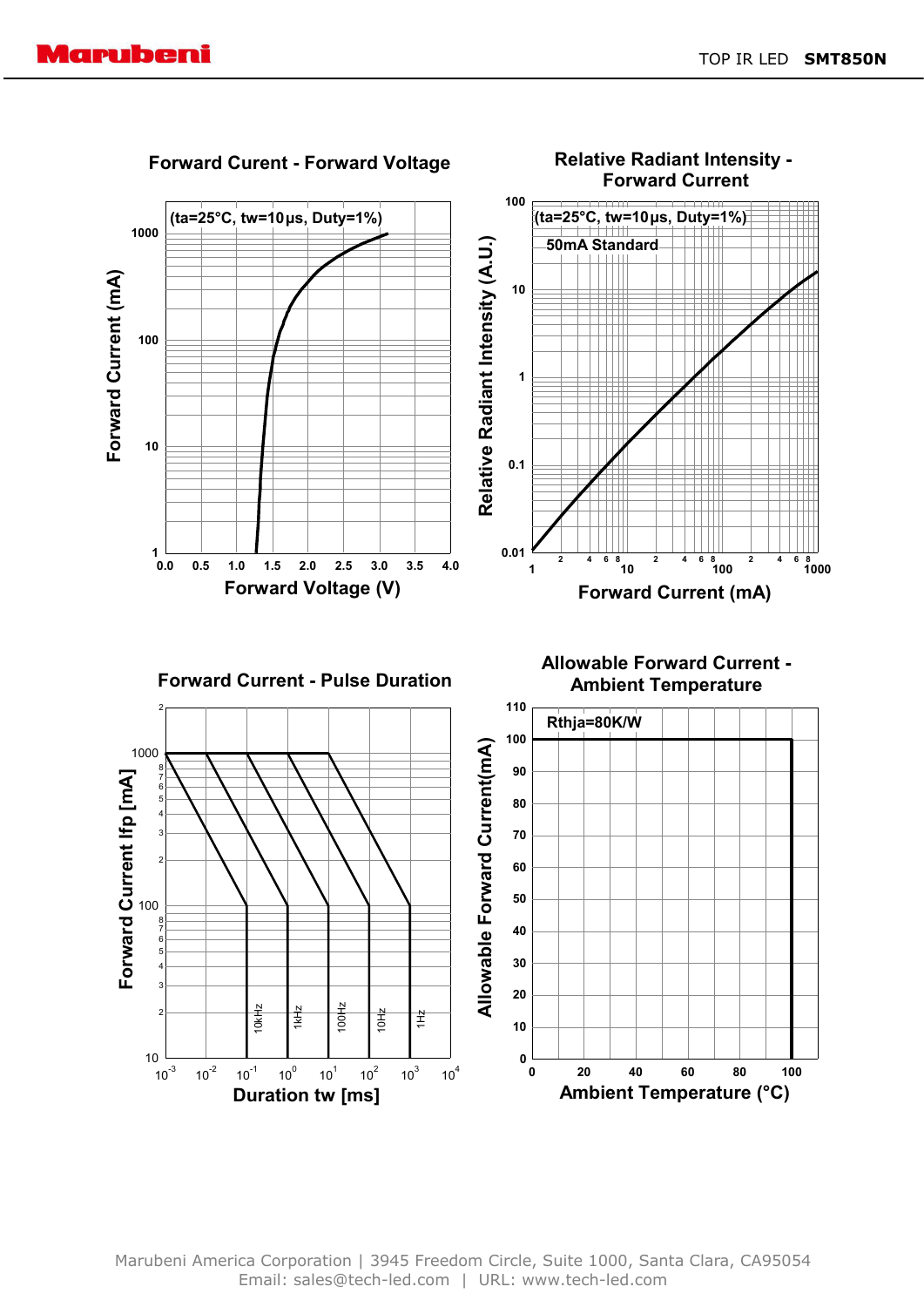### Forward Curent - Forward Voltage

(ta=25°C, tw=10μs, Duty=1%)

Forward Current (mA)

Forward Voltage (V)

### Relative Radiant Intensity - Forward Current

(ta=25°C, tw=10μs, Duty=1%)

50mA Standard

Relative Radiant Intensity (A.U.)

Forward Current (mA)

### Forward Current - Pulse Duration

Forward Current Ifp [mA]

10kHz, 1kHz, 100Hz, 10Hz, 1Hz

Duration tw [ms]

### Allowable Forward Current - Ambient Temperature

Rthja=80K/W

Allowable Forward Current(mA)

Ambient Temperature (°C)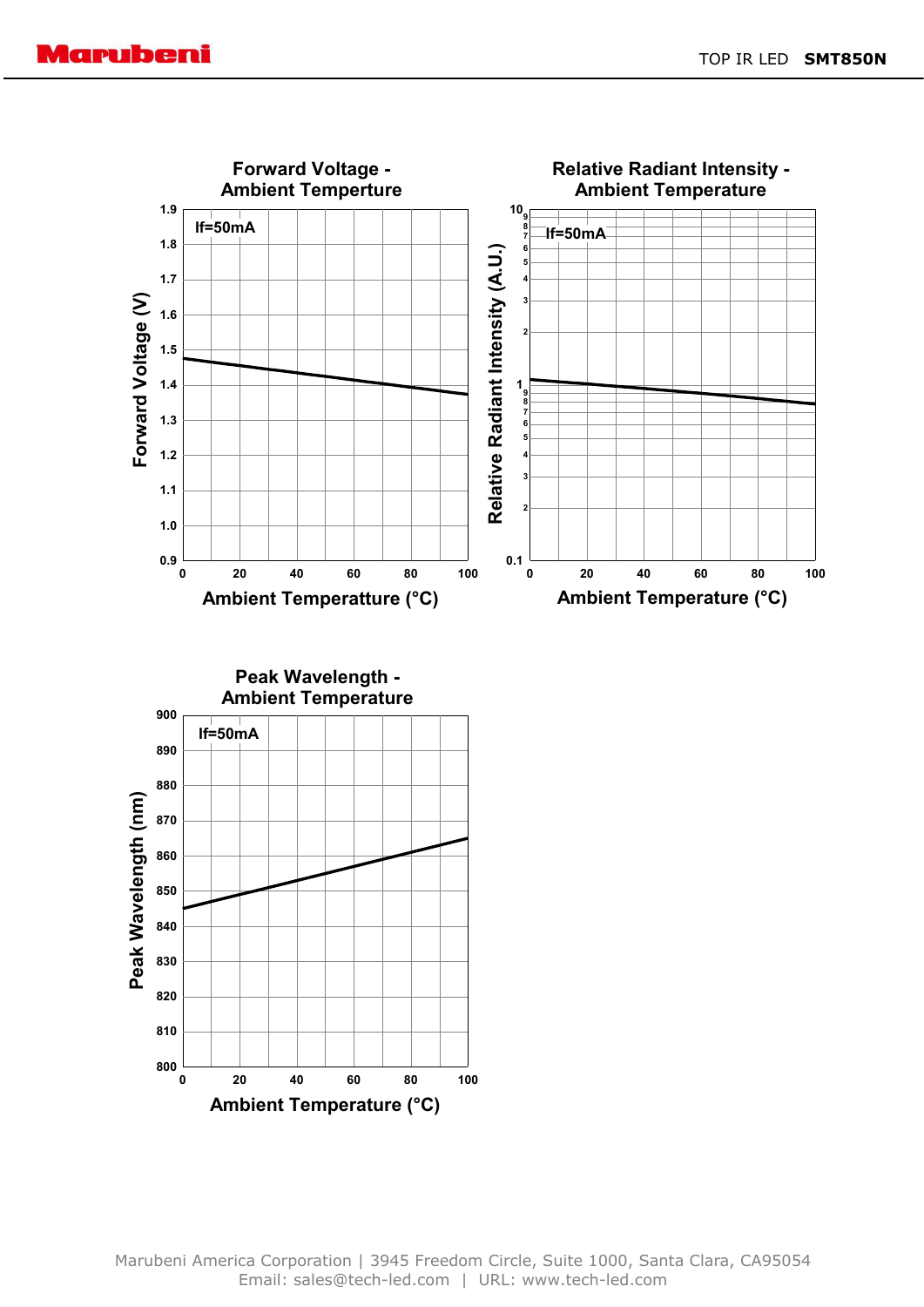**Forward Voltage - Ambient Temperture**

If=50mA

Forward Voltage (V)

Ambient Temperatture (°C)

**Relative Radiant Intensity - Ambient Temperature**

If=50mA

Relative Radiant Intensity (A.U.)

Ambient Temperature (°C)

**Peak Wavelength - Ambient Temperature**

If=50mA

Peak Wavelength (nm)

Ambient Temperature (°C)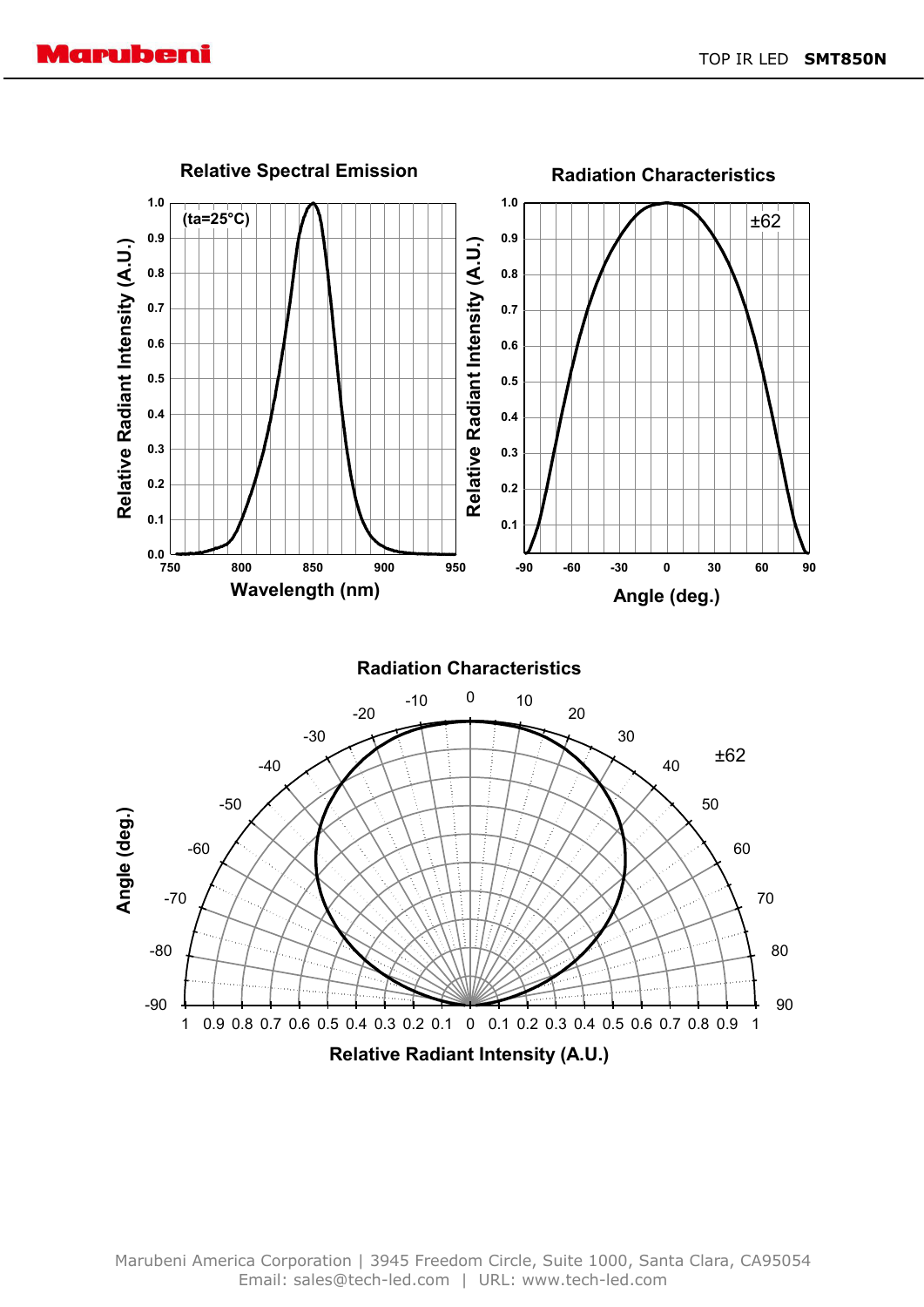### Relative Spectral Emission

(ta=25°C)

Relative Radiant Intensity (A.U.)

Wavelength (nm)

### Radiation Characteristics

±62

Relative Radiant Intensity (A.U.)

Angle (deg.)

### Radiation Characteristics

±62

Angle (deg.)

Relative Radiant Intensity (A.U.)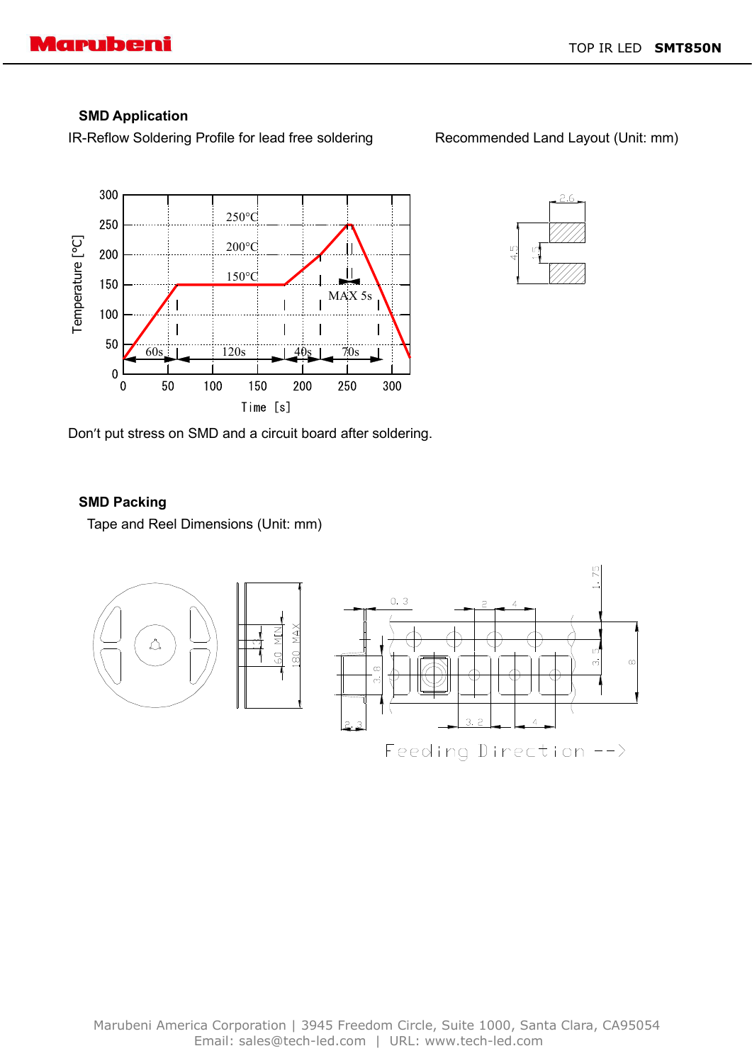## SMD Application

IR-Reflow Soldering Profile for lead free soldering

Recommended Land Layout (Unit: mm)

Don't put stress on SMD and a circuit board after soldering.

## SMD Packing

Tape and Reel Dimensions (Unit: mm)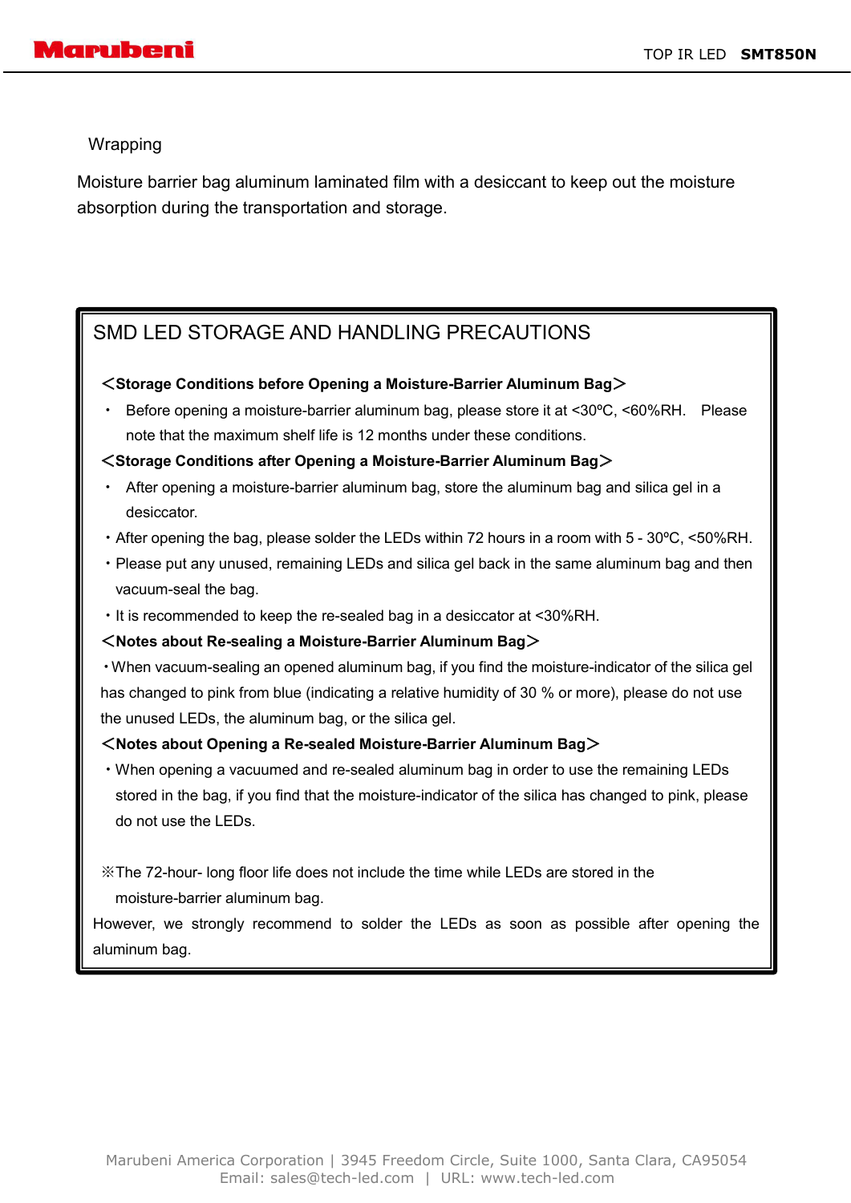Wrapping

Moisture barrier bag aluminum laminated film with a desiccant to keep out the moisture absorption during the transportation and storage.

## SMD LED STORAGE AND HANDLING PRECAUTIONS

**＜Storage Conditions before Opening a Moisture-Barrier Aluminum Bag＞**

- Before opening a moisture-barrier aluminum bag, please store it at <30ºC, <60%RH. Please note that the maximum shelf life is 12 months under these conditions.

**＜Storage Conditions after Opening a Moisture-Barrier Aluminum Bag＞**

- After opening a moisture-barrier aluminum bag, store the aluminum bag and silica gel in a desiccator.
- After opening the bag, please solder the LEDs within 72 hours in a room with 5 - 30ºC, <50%RH.
- Please put any unused, remaining LEDs and silica gel back in the same aluminum bag and then vacuum-seal the bag.
- It is recommended to keep the re-sealed bag in a desiccator at <30%RH.

**＜Notes about Re-sealing a Moisture-Barrier Aluminum Bag＞**

- When vacuum-sealing an opened aluminum bag, if you find the moisture-indicator of the silica gel has changed to pink from blue (indicating a relative humidity of 30 % or more), please do not use the unused LEDs, the aluminum bag, or the silica gel.

**＜Notes about Opening a Re-sealed Moisture-Barrier Aluminum Bag＞**

- When opening a vacuumed and re-sealed aluminum bag in order to use the remaining LEDs stored in the bag, if you find that the moisture-indicator of the silica has changed to pink, please do not use the LEDs.

※The 72-hour- long floor life does not include the time while LEDs are stored in the moisture-barrier aluminum bag.

However, we strongly recommend to solder the LEDs as soon as possible after opening the aluminum bag.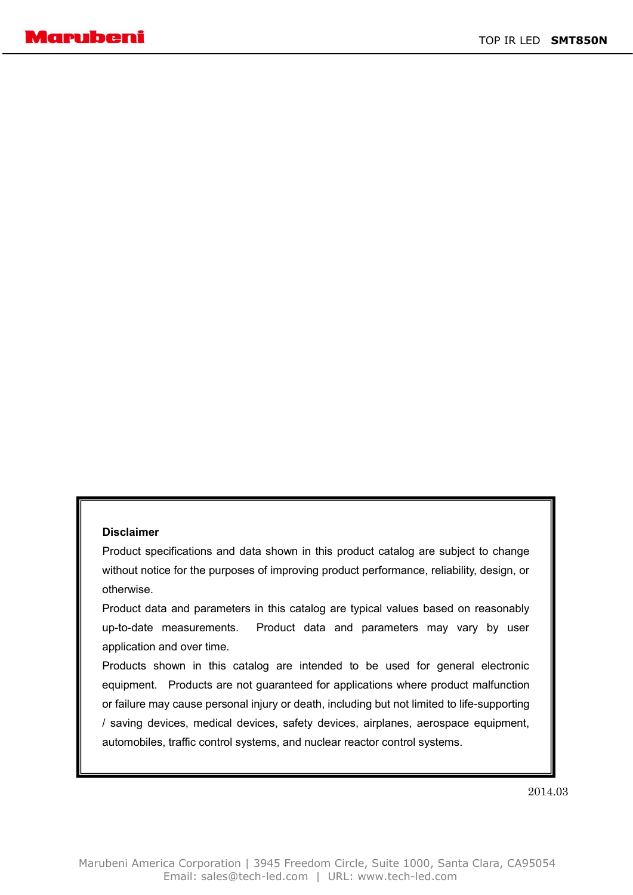**Disclaimer**

Product specifications and data shown in this product catalog are subject to change without notice for the purposes of improving product performance, reliability, design, or otherwise.

Product data and parameters in this catalog are typical values based on reasonably up-to-date measurements. Product data and parameters may vary by user application and over time.

Products shown in this catalog are intended to be used for general electronic equipment. Products are not guaranteed for applications where product malfunction or failure may cause personal injury or death, including but not limited to life-supporting / saving devices, medical devices, safety devices, airplanes, aerospace equipment, automobiles, traffic control systems, and nuclear reactor control systems.

2014.03